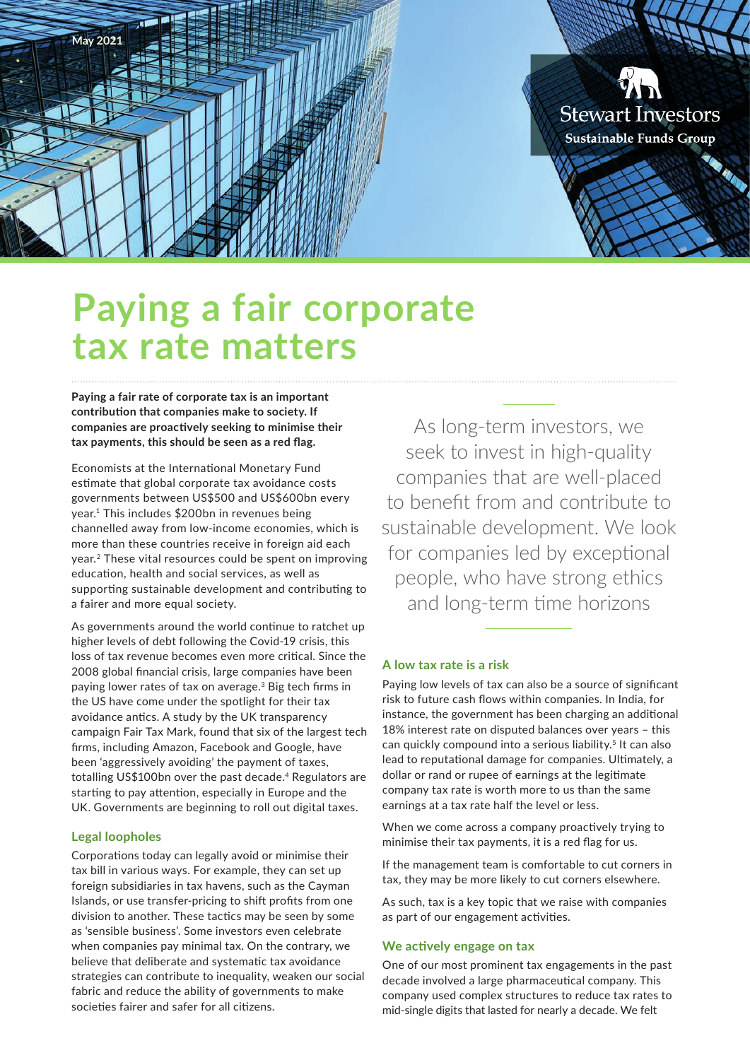May 2021

Stewart Investors
Sustainable Funds Group

# Paying a fair corporate tax rate matters

**Paying a fair rate of corporate tax is an important contribution that companies make to society. If companies are proactively seeking to minimise their tax payments, this should be seen as a red flag.**

Economists at the International Monetary Fund estimate that global corporate tax avoidance costs governments between US$500 and US$600bn every year.[1] This includes $200bn in revenues being channelled away from low-income economies, which is more than these countries receive in foreign aid each year.[2] These vital resources could be spent on improving education, health and social services, as well as supporting sustainable development and contributing to a fairer and more equal society.

As governments around the world continue to ratchet up higher levels of debt following the Covid-19 crisis, this loss of tax revenue becomes even more critical. Since the 2008 global financial crisis, large companies have been paying lower rates of tax on average.[3] Big tech firms in the US have come under the spotlight for their tax avoidance antics. A study by the UK transparency campaign Fair Tax Mark, found that six of the largest tech firms, including Amazon, Facebook and Google, have been 'aggressively avoiding' the payment of taxes, totalling US$100bn over the past decade.[4] Regulators are starting to pay attention, especially in Europe and the UK. Governments are beginning to roll out digital taxes.

### Legal loopholes

Corporations today can legally avoid or minimise their tax bill in various ways. For example, they can set up foreign subsidiaries in tax havens, such as the Cayman Islands, or use transfer-pricing to shift profits from one division to another. These tactics may be seen by some as 'sensible business'. Some investors even celebrate when companies pay minimal tax. On the contrary, we believe that deliberate and systematic tax avoidance strategies can contribute to inequality, weaken our social fabric and reduce the ability of governments to make societies fairer and safer for all citizens.

> As long-term investors, we seek to invest in high-quality companies that are well-placed to benefit from and contribute to sustainable development. We look for companies led by exceptional people, who have strong ethics and long-term time horizons

### A low tax rate is a risk

Paying low levels of tax can also be a source of significant risk to future cash flows within companies. In India, for instance, the government has been charging an additional 18% interest rate on disputed balances over years – this can quickly compound into a serious liability.[5] It can also lead to reputational damage for companies. Ultimately, a dollar or rand or rupee of earnings at the legitimate company tax rate is worth more to us than the same earnings at a tax rate half the level or less.

When we come across a company proactively trying to minimise their tax payments, it is a red flag for us.

If the management team is comfortable to cut corners in tax, they may be more likely to cut corners elsewhere.

As such, tax is a key topic that we raise with companies as part of our engagement activities.

### We actively engage on tax

One of our most prominent tax engagements in the past decade involved a large pharmaceutical company. This company used complex structures to reduce tax rates to mid-single digits that lasted for nearly a decade. We felt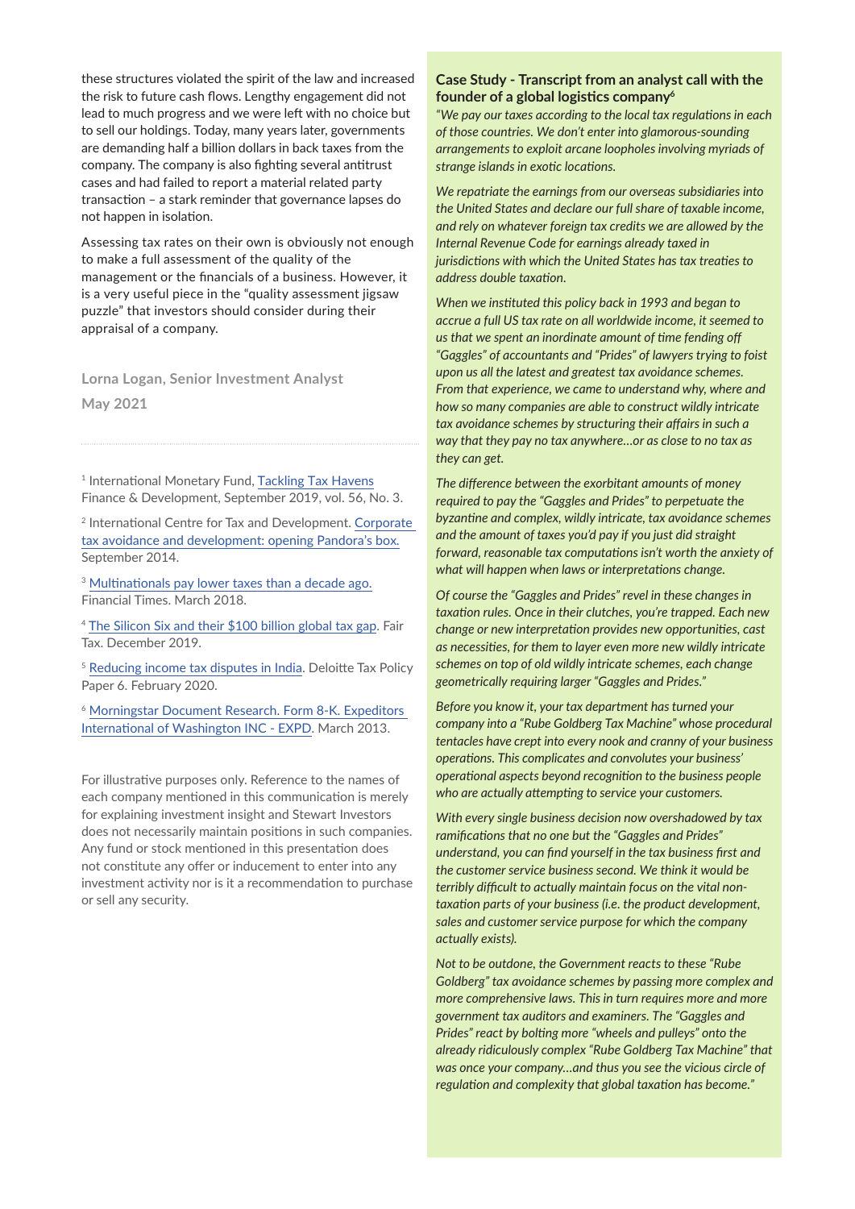these structures violated the spirit of the law and increased the risk to future cash flows. Lengthy engagement did not lead to much progress and we were left with no choice but to sell our holdings. Today, many years later, governments are demanding half a billion dollars in back taxes from the company. The company is also fighting several antitrust cases and had failed to report a material related party transaction – a stark reminder that governance lapses do not happen in isolation.

Assessing tax rates on their own is obviously not enough to make a full assessment of the quality of the management or the financials of a business. However, it is a very useful piece in the "quality assessment jigsaw puzzle" that investors should consider during their appraisal of a company.

**Lorna Logan, Senior Investment Analyst**

**May 2021**

---

[1] International Monetary Fund, Tackling Tax Havens Finance & Development, September 2019, vol. 56, No. 3.

[2] International Centre for Tax and Development. Corporate tax avoidance and development: opening Pandora's box. September 2014.

[3] Multinationals pay lower taxes than a decade ago. Financial Times. March 2018.

[4] The Silicon Six and their $100 billion global tax gap. Fair Tax. December 2019.

[5] Reducing income tax disputes in India. Deloitte Tax Policy Paper 6. February 2020.

[6] Morningstar Document Research. Form 8-K. Expeditors International of Washington INC - EXPD. March 2013.

For illustrative purposes only. Reference to the names of each company mentioned in this communication is merely for explaining investment insight and Stewart Investors does not necessarily maintain positions in such companies. Any fund or stock mentioned in this presentation does not constitute any offer or inducement to enter into any investment activity nor is it a recommendation to purchase or sell any security.

### Case Study - Transcript from an analyst call with the founder of a global logistics company[6]

*"We pay our taxes according to the local tax regulations in each of those countries. We don't enter into glamorous-sounding arrangements to exploit arcane loopholes involving myriads of strange islands in exotic locations.*

*We repatriate the earnings from our overseas subsidiaries into the United States and declare our full share of taxable income, and rely on whatever foreign tax credits we are allowed by the Internal Revenue Code for earnings already taxed in jurisdictions with which the United States has tax treaties to address double taxation.*

*When we instituted this policy back in 1993 and began to accrue a full US tax rate on all worldwide income, it seemed to us that we spent an inordinate amount of time fending off "Gaggles" of accountants and "Prides" of lawyers trying to foist upon us all the latest and greatest tax avoidance schemes. From that experience, we came to understand why, where and how so many companies are able to construct wildly intricate tax avoidance schemes by structuring their affairs in such a way that they pay no tax anywhere…or as close to no tax as they can get.*

*The difference between the exorbitant amounts of money required to pay the "Gaggles and Prides" to perpetuate the byzantine and complex, wildly intricate, tax avoidance schemes and the amount of taxes you'd pay if you just did straight forward, reasonable tax computations isn't worth the anxiety of what will happen when laws or interpretations change.*

*Of course the "Gaggles and Prides" revel in these changes in taxation rules. Once in their clutches, you're trapped. Each new change or new interpretation provides new opportunities, cast as necessities, for them to layer even more new wildly intricate schemes on top of old wildly intricate schemes, each change geometrically requiring larger "Gaggles and Prides."*

*Before you know it, your tax department has turned your company into a "Rube Goldberg Tax Machine" whose procedural tentacles have crept into every nook and cranny of your business operations. This complicates and convolutes your business' operational aspects beyond recognition to the business people who are actually attempting to service your customers.*

*With every single business decision now overshadowed by tax ramifications that no one but the "Gaggles and Prides" understand, you can find yourself in the tax business first and the customer service business second. We think it would be terribly difficult to actually maintain focus on the vital non-taxation parts of your business (i.e. the product development, sales and customer service purpose for which the company actually exists).*

*Not to be outdone, the Government reacts to these "Rube Goldberg" tax avoidance schemes by passing more complex and more comprehensive laws. This in turn requires more and more government tax auditors and examiners. The "Gaggles and Prides" react by bolting more "wheels and pulleys" onto the already ridiculously complex "Rube Goldberg Tax Machine" that was once your company…and thus you see the vicious circle of regulation and complexity that global taxation has become."*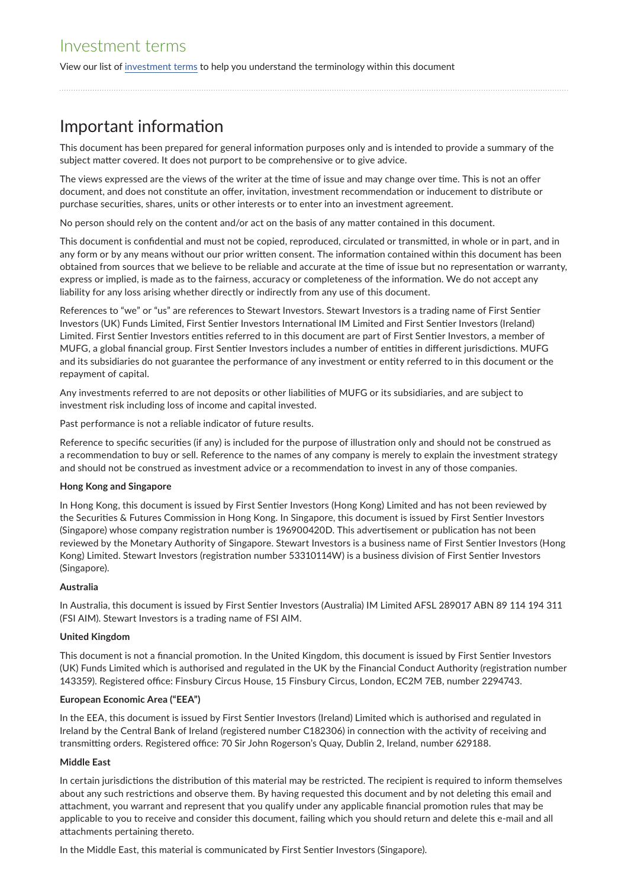## Investment terms

View our list of investment terms to help you understand the terminology within this document

## Important information

This document has been prepared for general information purposes only and is intended to provide a summary of the subject matter covered. It does not purport to be comprehensive or to give advice.

The views expressed are the views of the writer at the time of issue and may change over time. This is not an offer document, and does not constitute an offer, invitation, investment recommendation or inducement to distribute or purchase securities, shares, units or other interests or to enter into an investment agreement.

No person should rely on the content and/or act on the basis of any matter contained in this document.

This document is confidential and must not be copied, reproduced, circulated or transmitted, in whole or in part, and in any form or by any means without our prior written consent. The information contained within this document has been obtained from sources that we believe to be reliable and accurate at the time of issue but no representation or warranty, express or implied, is made as to the fairness, accuracy or completeness of the information. We do not accept any liability for any loss arising whether directly or indirectly from any use of this document.

References to "we" or "us" are references to Stewart Investors. Stewart Investors is a trading name of First Sentier Investors (UK) Funds Limited, First Sentier Investors International IM Limited and First Sentier Investors (Ireland) Limited. First Sentier Investors entities referred to in this document are part of First Sentier Investors, a member of MUFG, a global financial group. First Sentier Investors includes a number of entities in different jurisdictions. MUFG and its subsidiaries do not guarantee the performance of any investment or entity referred to in this document or the repayment of capital.

Any investments referred to are not deposits or other liabilities of MUFG or its subsidiaries, and are subject to investment risk including loss of income and capital invested.

Past performance is not a reliable indicator of future results.

Reference to specific securities (if any) is included for the purpose of illustration only and should not be construed as a recommendation to buy or sell. Reference to the names of any company is merely to explain the investment strategy and should not be construed as investment advice or a recommendation to invest in any of those companies.

**Hong Kong and Singapore**

In Hong Kong, this document is issued by First Sentier Investors (Hong Kong) Limited and has not been reviewed by the Securities & Futures Commission in Hong Kong. In Singapore, this document is issued by First Sentier Investors (Singapore) whose company registration number is 196900420D. This advertisement or publication has not been reviewed by the Monetary Authority of Singapore. Stewart Investors is a business name of First Sentier Investors (Hong Kong) Limited. Stewart Investors (registration number 53310114W) is a business division of First Sentier Investors (Singapore).

**Australia**

In Australia, this document is issued by First Sentier Investors (Australia) IM Limited AFSL 289017 ABN 89 114 194 311 (FSI AIM). Stewart Investors is a trading name of FSI AIM.

**United Kingdom**

This document is not a financial promotion. In the United Kingdom, this document is issued by First Sentier Investors (UK) Funds Limited which is authorised and regulated in the UK by the Financial Conduct Authority (registration number 143359). Registered office: Finsbury Circus House, 15 Finsbury Circus, London, EC2M 7EB, number 2294743.

**European Economic Area ("EEA")**

In the EEA, this document is issued by First Sentier Investors (Ireland) Limited which is authorised and regulated in Ireland by the Central Bank of Ireland (registered number C182306) in connection with the activity of receiving and transmitting orders. Registered office: 70 Sir John Rogerson's Quay, Dublin 2, Ireland, number 629188.

**Middle East**

In certain jurisdictions the distribution of this material may be restricted. The recipient is required to inform themselves about any such restrictions and observe them. By having requested this document and by not deleting this email and attachment, you warrant and represent that you qualify under any applicable financial promotion rules that may be applicable to you to receive and consider this document, failing which you should return and delete this e-mail and all attachments pertaining thereto.

In the Middle East, this material is communicated by First Sentier Investors (Singapore).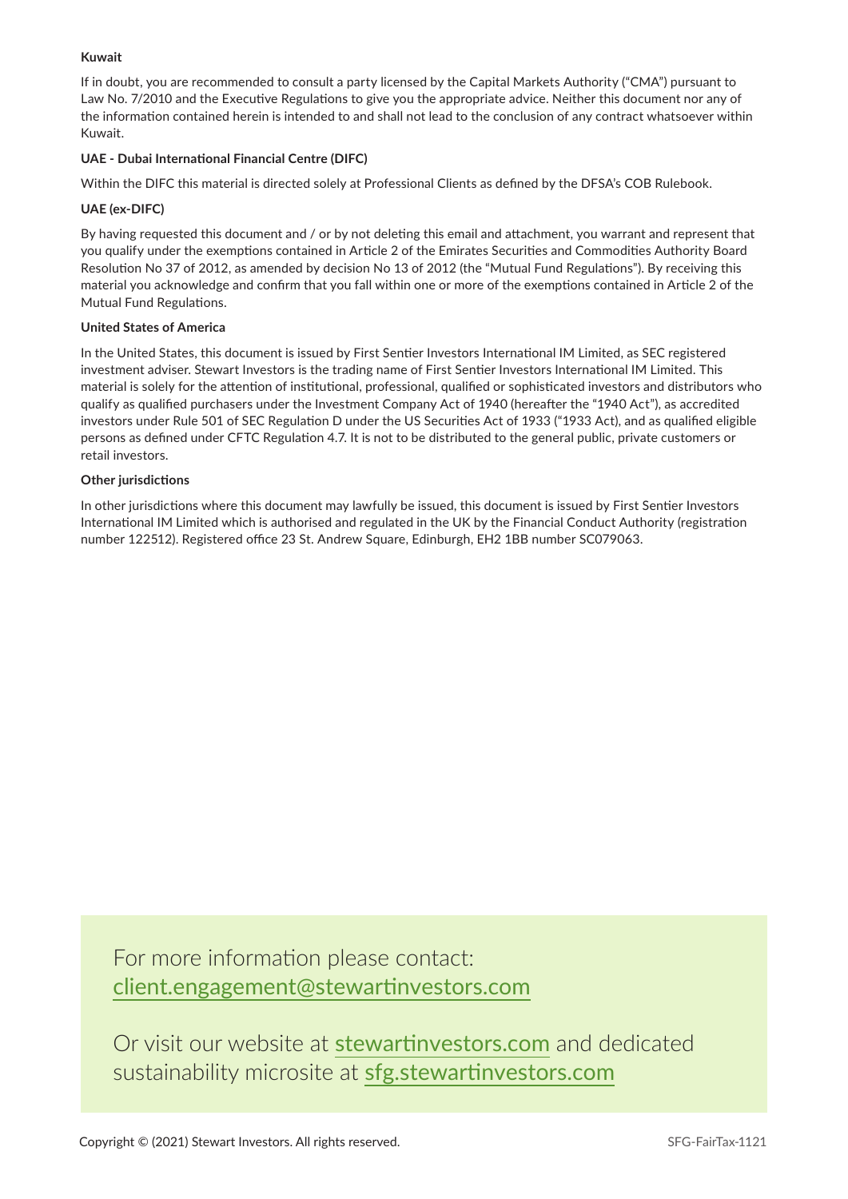**Kuwait**

If in doubt, you are recommended to consult a party licensed by the Capital Markets Authority ("CMA") pursuant to Law No. 7/2010 and the Executive Regulations to give you the appropriate advice. Neither this document nor any of the information contained herein is intended to and shall not lead to the conclusion of any contract whatsoever within Kuwait.

**UAE - Dubai International Financial Centre (DIFC)**

Within the DIFC this material is directed solely at Professional Clients as defined by the DFSA's COB Rulebook.

**UAE (ex-DIFC)**

By having requested this document and / or by not deleting this email and attachment, you warrant and represent that you qualify under the exemptions contained in Article 2 of the Emirates Securities and Commodities Authority Board Resolution No 37 of 2012, as amended by decision No 13 of 2012 (the "Mutual Fund Regulations"). By receiving this material you acknowledge and confirm that you fall within one or more of the exemptions contained in Article 2 of the Mutual Fund Regulations.

**United States of America**

In the United States, this document is issued by First Sentier Investors International IM Limited, as SEC registered investment adviser. Stewart Investors is the trading name of First Sentier Investors International IM Limited. This material is solely for the attention of institutional, professional, qualified or sophisticated investors and distributors who qualify as qualified purchasers under the Investment Company Act of 1940 (hereafter the "1940 Act"), as accredited investors under Rule 501 of SEC Regulation D under the US Securities Act of 1933 ("1933 Act), and as qualified eligible persons as defined under CFTC Regulation 4.7. It is not to be distributed to the general public, private customers or retail investors.

**Other jurisdictions**

In other jurisdictions where this document may lawfully be issued, this document is issued by First Sentier Investors International IM Limited which is authorised and regulated in the UK by the Financial Conduct Authority (registration number 122512). Registered office 23 St. Andrew Square, Edinburgh, EH2 1BB number SC079063.

For more information please contact:
client.engagement@stewartinvestors.com

Or visit our website at stewartinvestors.com and dedicated sustainability microsite at sfg.stewartinvestors.com

Copyright © (2021) Stewart Investors. All rights reserved.

SFG-FairTax-1121